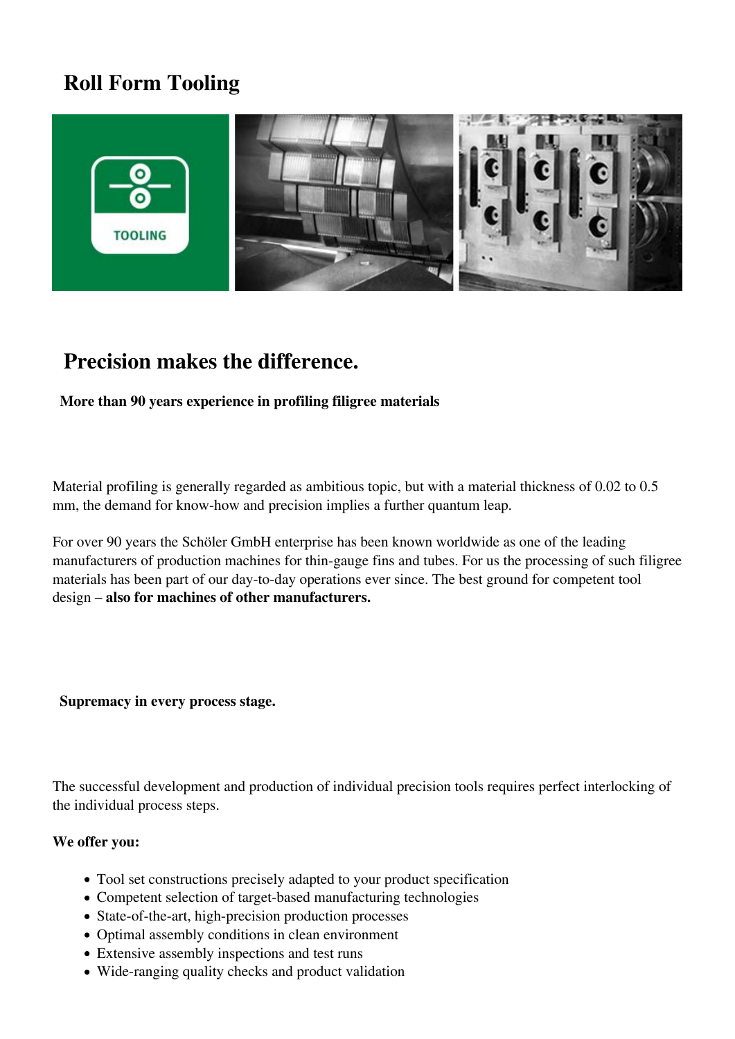# Roll Form Tooling

## Precision makes the difference.

**More than 90 years experience in profiling filigree materials**

Material profiling is generally regarded as ambitious topic, but with a material thickness of 0.02 to 0.5 mm, the demand for know-how and precision implies a further quantum leap.

For over 90 years the Schöler GmbH enterprise has been known worldwide as one of the leading manufacturers of production machines for thin-gauge fins and tubes. For us the processing of such filigree materials has been part of our day-to-day operations ever since. The best ground for competent tool design **– also for machines of other manufacturers.**

**Supremacy in every process stage.**

The successful development and production of individual precision tools requires perfect interlocking of the individual process steps.

**We offer you:**

- Tool set constructions precisely adapted to your product specification
- Competent selection of target-based manufacturing technologies
- State-of-the-art, high-precision production processes
- Optimal assembly conditions in clean environment
- Extensive assembly inspections and test runs
- Wide-ranging quality checks and product validation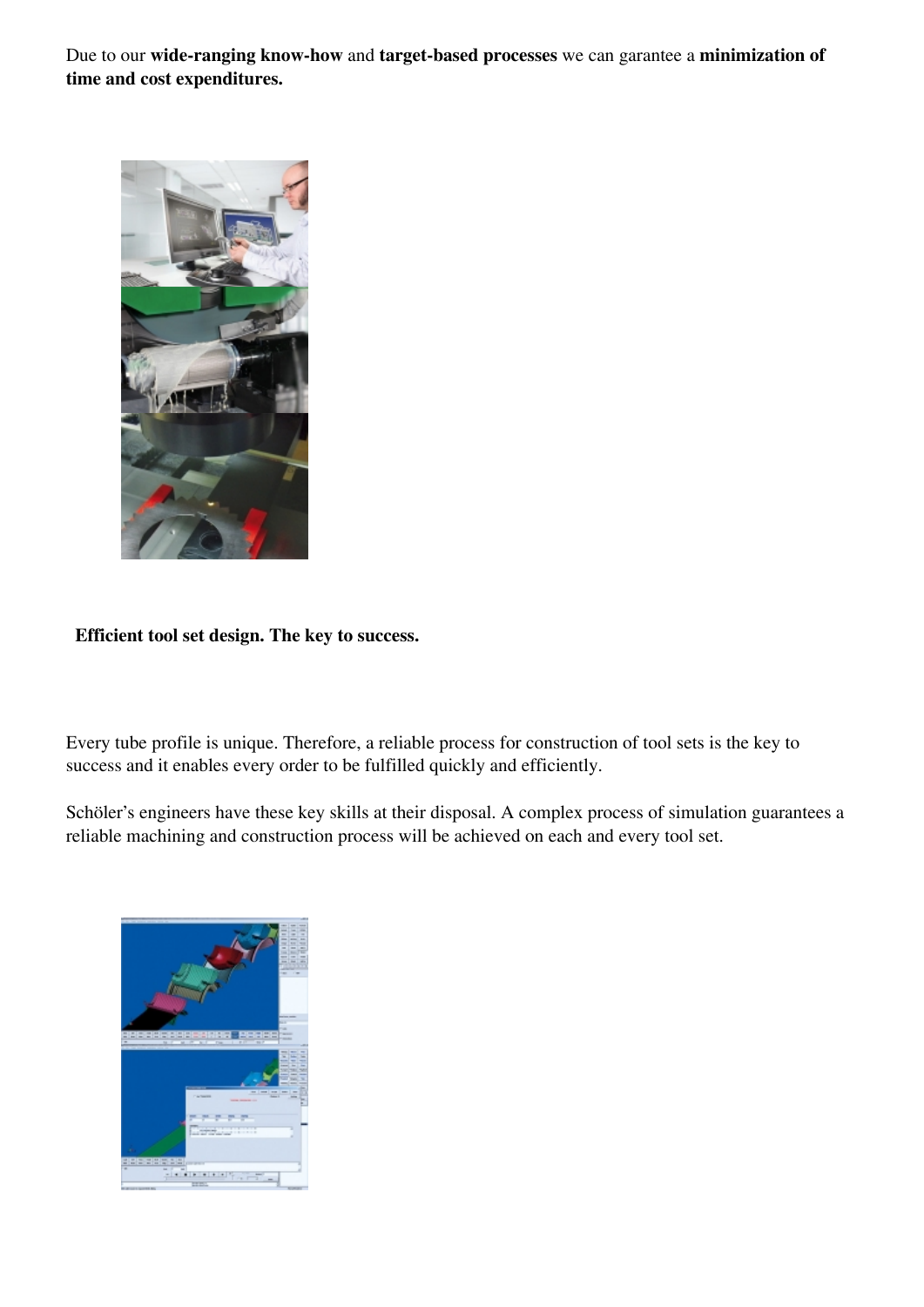Due to our **wide-ranging know-how** and **target-based processes** we can garantee a **minimization of time and cost expenditures.**

**Efficient tool set design. The key to success.**

Every tube profile is unique. Therefore, a reliable process for construction of tool sets is the key to success and it enables every order to be fulfilled quickly and efficiently.

Schöler's engineers have these key skills at their disposal. A complex process of simulation guarantees a reliable machining and construction process will be achieved on each and every tool set.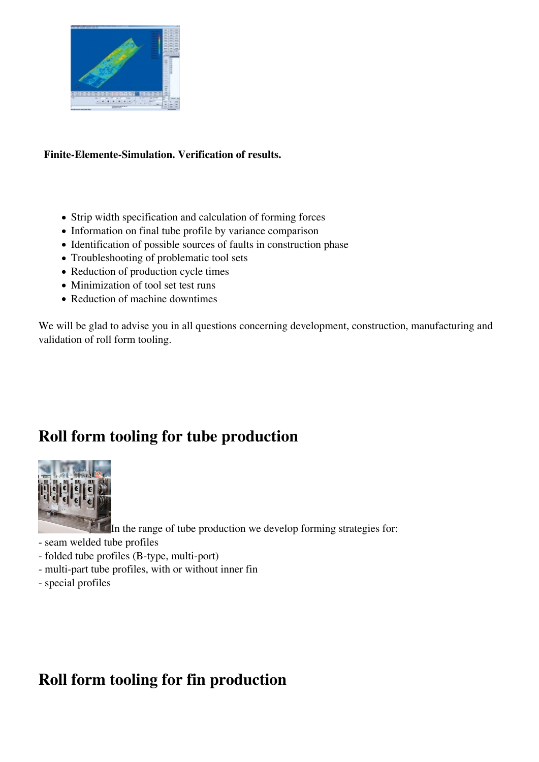**Finite-Elemente-Simulation. Verification of results.**

- Strip width specification and calculation of forming forces
- Information on final tube profile by variance comparison
- Identification of possible sources of faults in construction phase
- Troubleshooting of problematic tool sets
- Reduction of production cycle times
- Minimization of tool set test runs
- Reduction of machine downtimes

We will be glad to advise you in all questions concerning development, construction, manufacturing and validation of roll form tooling.

## Roll form tooling for tube production

In the range of tube production we develop forming strategies for:
- seam welded tube profiles
- folded tube profiles (B-type, multi-port)
- multi-part tube profiles, with or without inner fin
- special profiles

## Roll form tooling for fin production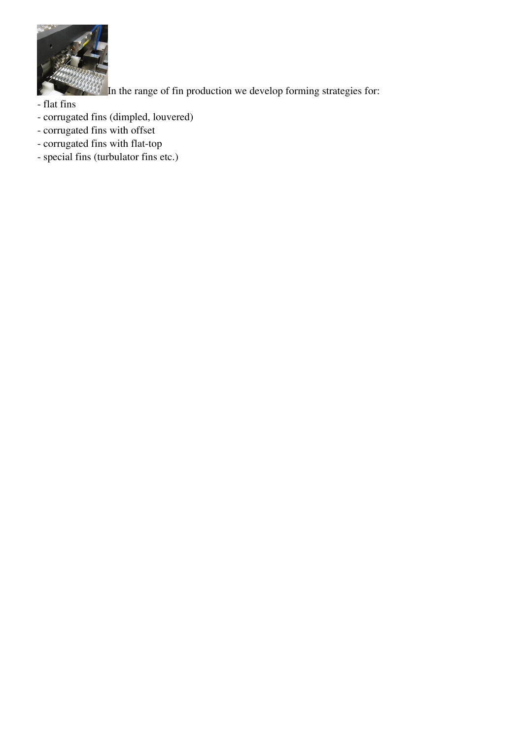In the range of fin production we develop forming strategies for:

- flat fins
- corrugated fins (dimpled, louvered)
- corrugated fins with offset
- corrugated fins with flat-top
- special fins (turbulator fins etc.)